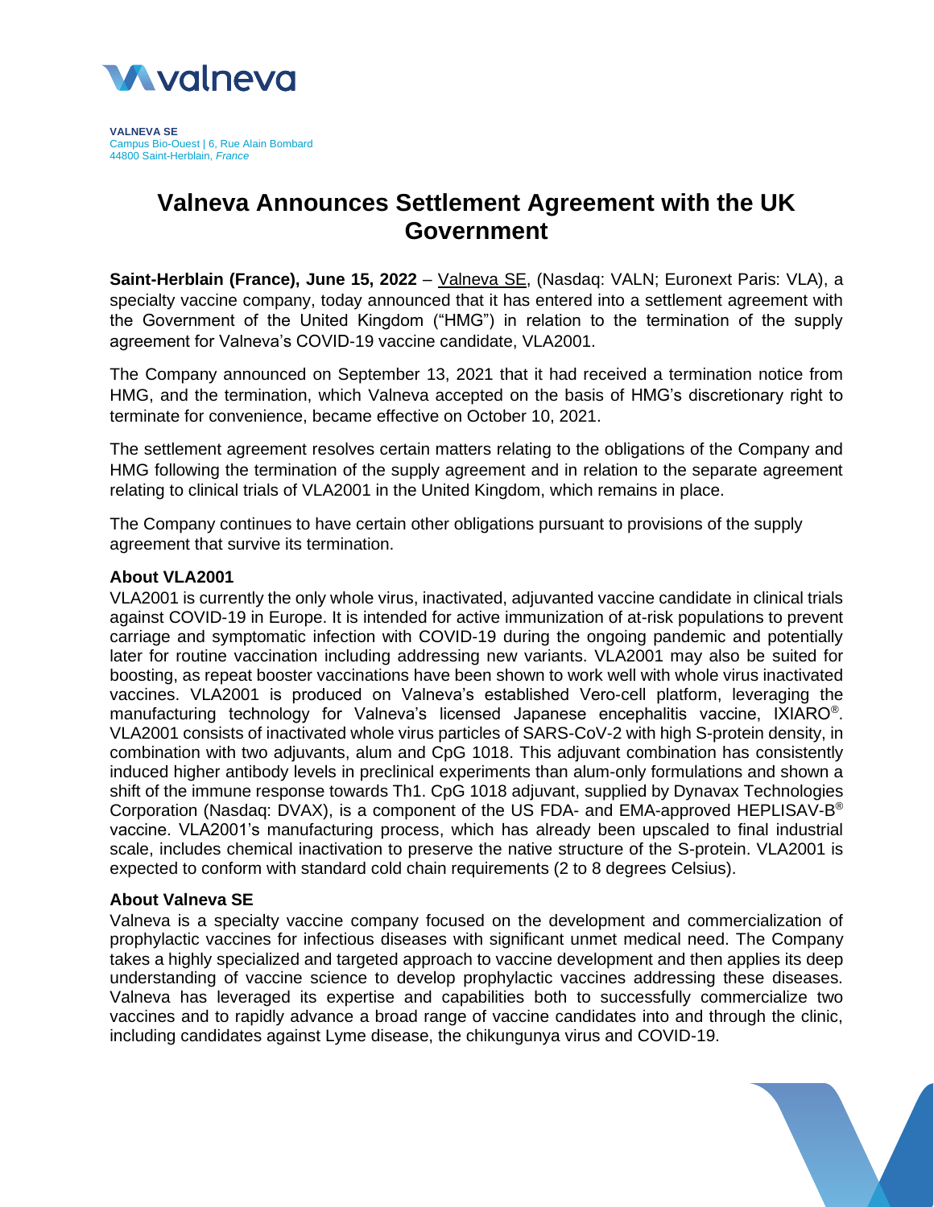**VALNEVA SE**
Campus Bio-Ouest | 6, Rue Alain Bombard
44800 Saint-Herblain, *France*

# Valneva Announces Settlement Agreement with the UK Government

**Saint-Herblain (France), June 15, 2022** – Valneva SE, (Nasdaq: VALN; Euronext Paris: VLA), a specialty vaccine company, today announced that it has entered into a settlement agreement with the Government of the United Kingdom ("HMG") in relation to the termination of the supply agreement for Valneva's COVID-19 vaccine candidate, VLA2001.

The Company announced on September 13, 2021 that it had received a termination notice from HMG, and the termination, which Valneva accepted on the basis of HMG's discretionary right to terminate for convenience, became effective on October 10, 2021.

The settlement agreement resolves certain matters relating to the obligations of the Company and HMG following the termination of the supply agreement and in relation to the separate agreement relating to clinical trials of VLA2001 in the United Kingdom, which remains in place.

The Company continues to have certain other obligations pursuant to provisions of the supply agreement that survive its termination.

### About VLA2001

VLA2001 is currently the only whole virus, inactivated, adjuvanted vaccine candidate in clinical trials against COVID-19 in Europe. It is intended for active immunization of at-risk populations to prevent carriage and symptomatic infection with COVID-19 during the ongoing pandemic and potentially later for routine vaccination including addressing new variants. VLA2001 may also be suited for boosting, as repeat booster vaccinations have been shown to work well with whole virus inactivated vaccines. VLA2001 is produced on Valneva's established Vero-cell platform, leveraging the manufacturing technology for Valneva's licensed Japanese encephalitis vaccine, IXIARO®. VLA2001 consists of inactivated whole virus particles of SARS-CoV-2 with high S-protein density, in combination with two adjuvants, alum and CpG 1018. This adjuvant combination has consistently induced higher antibody levels in preclinical experiments than alum-only formulations and shown a shift of the immune response towards Th1. CpG 1018 adjuvant, supplied by Dynavax Technologies Corporation (Nasdaq: DVAX), is a component of the US FDA- and EMA-approved HEPLISAV-B® vaccine. VLA2001's manufacturing process, which has already been upscaled to final industrial scale, includes chemical inactivation to preserve the native structure of the S-protein. VLA2001 is expected to conform with standard cold chain requirements (2 to 8 degrees Celsius).

### About Valneva SE

Valneva is a specialty vaccine company focused on the development and commercialization of prophylactic vaccines for infectious diseases with significant unmet medical need. The Company takes a highly specialized and targeted approach to vaccine development and then applies its deep understanding of vaccine science to develop prophylactic vaccines addressing these diseases. Valneva has leveraged its expertise and capabilities both to successfully commercialize two vaccines and to rapidly advance a broad range of vaccine candidates into and through the clinic, including candidates against Lyme disease, the chikungunya virus and COVID-19.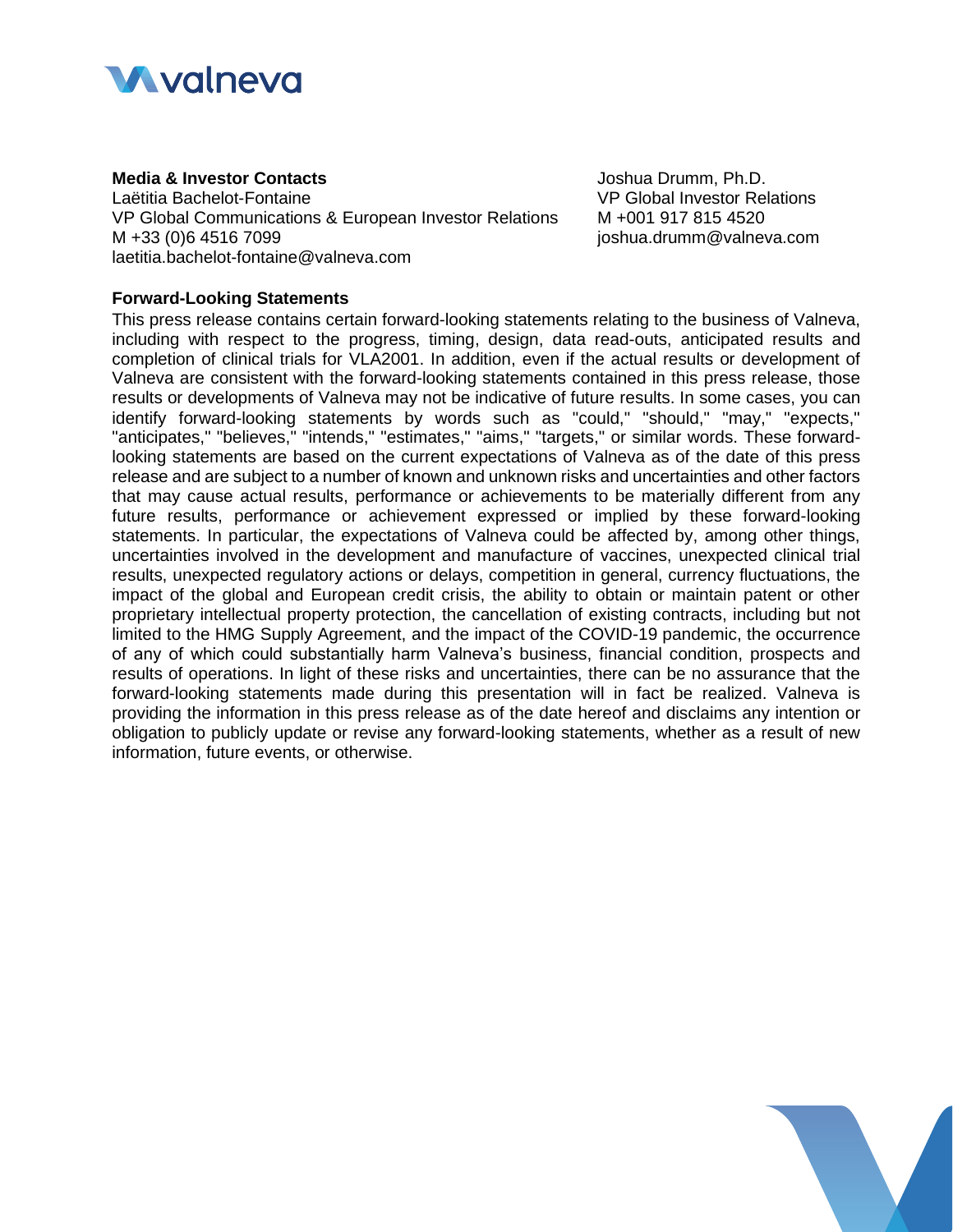**Media & Investor Contacts**

Laëtitia Bachelot-Fontaine
VP Global Communications & European Investor Relations
M +33 (0)6 4516 7099
laetitia.bachelot-fontaine@valneva.com

Joshua Drumm, Ph.D.
VP Global Investor Relations
M +001 917 815 4520
joshua.drumm@valneva.com

**Forward-Looking Statements**

This press release contains certain forward-looking statements relating to the business of Valneva, including with respect to the progress, timing, design, data read-outs, anticipated results and completion of clinical trials for VLA2001. In addition, even if the actual results or development of Valneva are consistent with the forward-looking statements contained in this press release, those results or developments of Valneva may not be indicative of future results. In some cases, you can identify forward-looking statements by words such as "could," "should," "may," "expects," "anticipates," "believes," "intends," "estimates," "aims," "targets," or similar words. These forward-looking statements are based on the current expectations of Valneva as of the date of this press release and are subject to a number of known and unknown risks and uncertainties and other factors that may cause actual results, performance or achievements to be materially different from any future results, performance or achievement expressed or implied by these forward-looking statements. In particular, the expectations of Valneva could be affected by, among other things, uncertainties involved in the development and manufacture of vaccines, unexpected clinical trial results, unexpected regulatory actions or delays, competition in general, currency fluctuations, the impact of the global and European credit crisis, the ability to obtain or maintain patent or other proprietary intellectual property protection, the cancellation of existing contracts, including but not limited to the HMG Supply Agreement, and the impact of the COVID-19 pandemic, the occurrence of any of which could substantially harm Valneva's business, financial condition, prospects and results of operations. In light of these risks and uncertainties, there can be no assurance that the forward-looking statements made during this presentation will in fact be realized. Valneva is providing the information in this press release as of the date hereof and disclaims any intention or obligation to publicly update or revise any forward-looking statements, whether as a result of new information, future events, or otherwise.